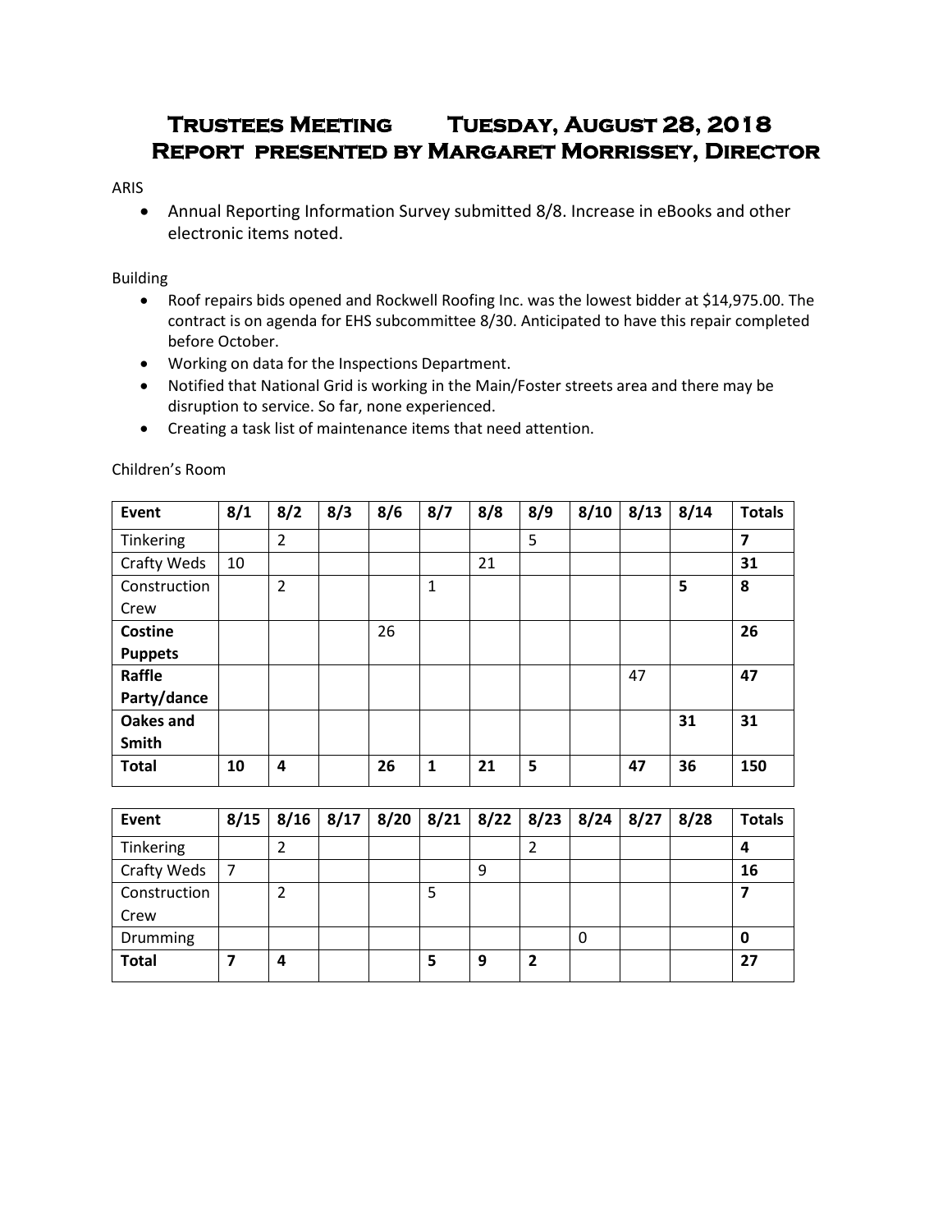# Trustees Meeting Tuesday, August 28, 2018
# Report presented by Margaret Morrissey, Director

ARIS

- Annual Reporting Information Survey submitted 8/8. Increase in eBooks and other electronic items noted.

Building

- Roof repairs bids opened and Rockwell Roofing Inc. was the lowest bidder at $14,975.00. The contract is on agenda for EHS subcommittee 8/30. Anticipated to have this repair completed before October.
- Working on data for the Inspections Department.
- Notified that National Grid is working in the Main/Foster streets area and there may be disruption to service. So far, none experienced.
- Creating a task list of maintenance items that need attention.

Children's Room

| Event | 8/1 | 8/2 | 8/3 | 8/6 | 8/7 | 8/8 | 8/9 | 8/10 | 8/13 | 8/14 | Totals |
|---|---|---|---|---|---|---|---|---|---|---|---|
| Tinkering | | 2 | | | | | 5 | | | | **7** |
| Crafty Weds | 10 | | | | | 21 | | | | | **31** |
| Construction Crew | | 2 | | | 1 | | | | | **5** | **8** |
| **Costine Puppets** | | | | 26 | | | | | | | **26** |
| **Raffle Party/dance** | | | | | | | | | 47 | | **47** |
| **Oakes and Smith** | | | | | | | | | | **31** | **31** |
| **Total** | **10** | **4** | | **26** | **1** | **21** | **5** | | **47** | **36** | **150** |

| Event | 8/15 | 8/16 | 8/17 | 8/20 | 8/21 | 8/22 | 8/23 | 8/24 | 8/27 | 8/28 | Totals |
|---|---|---|---|---|---|---|---|---|---|---|---|
| Tinkering | | 2 | | | | | 2 | | | | **4** |
| Crafty Weds | 7 | | | | | 9 | | | | | **16** |
| Construction Crew | | 2 | | | 5 | | | | | | **7** |
| Drumming | | | | | | | | 0 | | | **0** |
| **Total** | **7** | **4** | | | **5** | **9** | **2** | | | | **27** |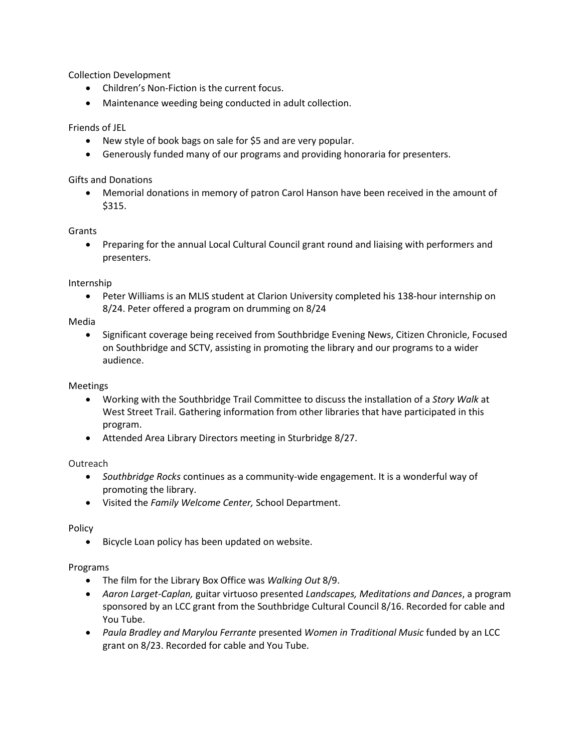Collection Development

- Children's Non-Fiction is the current focus.
- Maintenance weeding being conducted in adult collection.

Friends of JEL

- New style of book bags on sale for $5 and are very popular.
- Generously funded many of our programs and providing honoraria for presenters.

Gifts and Donations

- Memorial donations in memory of patron Carol Hanson have been received in the amount of $315.

Grants

- Preparing for the annual Local Cultural Council grant round and liaising with performers and presenters.

Internship

- Peter Williams is an MLIS student at Clarion University completed his 138-hour internship on 8/24. Peter offered a program on drumming on 8/24

Media

- Significant coverage being received from Southbridge Evening News, Citizen Chronicle, Focused on Southbridge and SCTV, assisting in promoting the library and our programs to a wider audience.

Meetings

- Working with the Southbridge Trail Committee to discuss the installation of a *Story Walk* at West Street Trail. Gathering information from other libraries that have participated in this program.
- Attended Area Library Directors meeting in Sturbridge 8/27.

Outreach

- *Southbridge Rocks* continues as a community-wide engagement. It is a wonderful way of promoting the library.
- Visited the *Family Welcome Center,* School Department.

Policy

- Bicycle Loan policy has been updated on website.

Programs

- The film for the Library Box Office was *Walking Out* 8/9.
- *Aaron Larget-Caplan,* guitar virtuoso presented *Landscapes, Meditations and Dances*, a program sponsored by an LCC grant from the Southbridge Cultural Council 8/16. Recorded for cable and You Tube.
- *Paula Bradley and Marylou Ferrante* presented *Women in Traditional Music* funded by an LCC grant on 8/23. Recorded for cable and You Tube.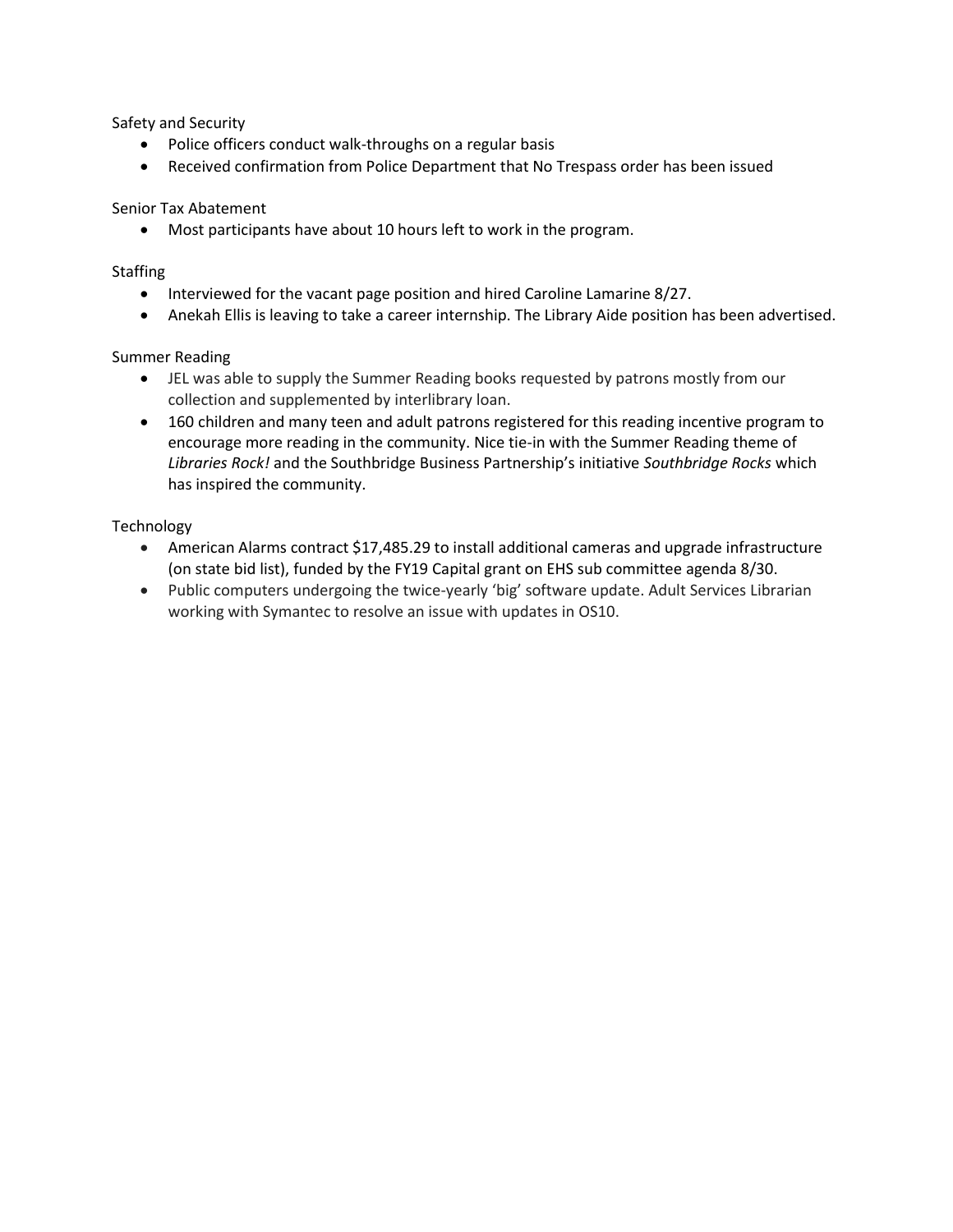Safety and Security

- Police officers conduct walk-throughs on a regular basis
- Received confirmation from Police Department that No Trespass order has been issued

Senior Tax Abatement

- Most participants have about 10 hours left to work in the program.

Staffing

- Interviewed for the vacant page position and hired Caroline Lamarine 8/27.
- Anekah Ellis is leaving to take a career internship. The Library Aide position has been advertised.

Summer Reading

- JEL was able to supply the Summer Reading books requested by patrons mostly from our collection and supplemented by interlibrary loan.
- 160 children and many teen and adult patrons registered for this reading incentive program to encourage more reading in the community. Nice tie-in with the Summer Reading theme of *Libraries Rock!* and the Southbridge Business Partnership's initiative *Southbridge Rocks* which has inspired the community.

Technology

- American Alarms contract $17,485.29 to install additional cameras and upgrade infrastructure (on state bid list), funded by the FY19 Capital grant on EHS sub committee agenda 8/30.
- Public computers undergoing the twice-yearly 'big' software update. Adult Services Librarian working with Symantec to resolve an issue with updates in OS10.